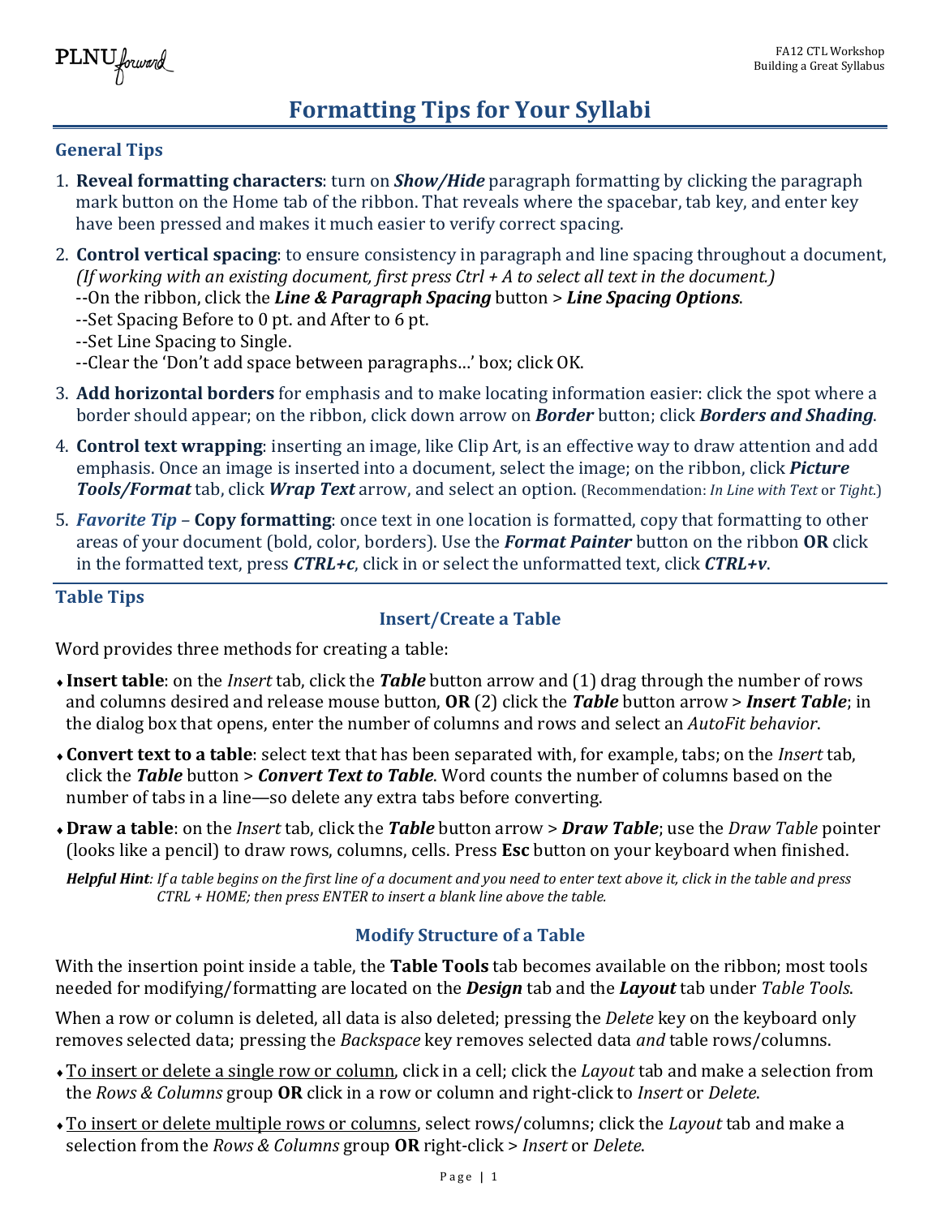# Formatting Tips for Your Syllabi

## General Tips

1. **Reveal formatting characters**: turn on ***Show/Hide*** paragraph formatting by clicking the paragraph mark button on the Home tab of the ribbon. That reveals where the spacebar, tab key, and enter key have been pressed and makes it much easier to verify correct spacing.
2. **Control vertical spacing**: to ensure consistency in paragraph and line spacing throughout a document, *(If working with an existing document, first press Ctrl + A to select all text in the document.)*
   --On the ribbon, click the ***Line & Paragraph Spacing*** button > ***Line Spacing Options***.
   --Set Spacing Before to 0 pt. and After to 6 pt.
   --Set Line Spacing to Single.
   --Clear the 'Don't add space between paragraphs…' box; click OK.
3. **Add horizontal borders** for emphasis and to make locating information easier: click the spot where a border should appear; on the ribbon, click down arrow on ***Border*** button; click ***Borders and Shading***.
4. **Control text wrapping**: inserting an image, like Clip Art, is an effective way to draw attention and add emphasis. Once an image is inserted into a document, select the image; on the ribbon, click ***Picture Tools/Format*** tab, click ***Wrap Text*** arrow, and select an option. (Recommendation: *In Line with Text* or *Tight*.)
5. ***Favorite Tip*** – **Copy formatting**: once text in one location is formatted, copy that formatting to other areas of your document (bold, color, borders). Use the ***Format Painter*** button on the ribbon **OR** click in the formatted text, press ***CTRL+c***, click in or select the unformatted text, click ***CTRL+v***.

## Table Tips

### Insert/Create a Table

Word provides three methods for creating a table:

- **Insert table**: on the *Insert* tab, click the ***Table*** button arrow and (1) drag through the number of rows and columns desired and release mouse button, **OR** (2) click the ***Table*** button arrow > ***Insert Table***; in the dialog box that opens, enter the number of columns and rows and select an *AutoFit behavior*.
- **Convert text to a table**: select text that has been separated with, for example, tabs; on the *Insert* tab, click the ***Table*** button > ***Convert Text to Table***. Word counts the number of columns based on the number of tabs in a line—so delete any extra tabs before converting.
- **Draw a table**: on the *Insert* tab, click the ***Table*** button arrow > ***Draw Table***; use the *Draw Table* pointer (looks like a pencil) to draw rows, columns, cells. Press **Esc** button on your keyboard when finished.

***Helpful Hint****: If a table begins on the first line of a document and you need to enter text above it, click in the table and press CTRL + HOME; then press ENTER to insert a blank line above the table.*

### Modify Structure of a Table

With the insertion point inside a table, the **Table Tools** tab becomes available on the ribbon; most tools needed for modifying/formatting are located on the ***Design*** tab and the ***Layout*** tab under *Table Tools*.

When a row or column is deleted, all data is also deleted; pressing the *Delete* key on the keyboard only removes selected data; pressing the *Backspace* key removes selected data *and* table rows/columns.

- <u>To insert or delete a single row or column</u>, click in a cell; click the *Layout* tab and make a selection from the *Rows & Columns* group **OR** click in a row or column and right-click to *Insert* or *Delete*.
- <u>To insert or delete multiple rows or columns</u>, select rows/columns; click the *Layout* tab and make a selection from the *Rows & Columns* group **OR** right-click > *Insert* or *Delete*.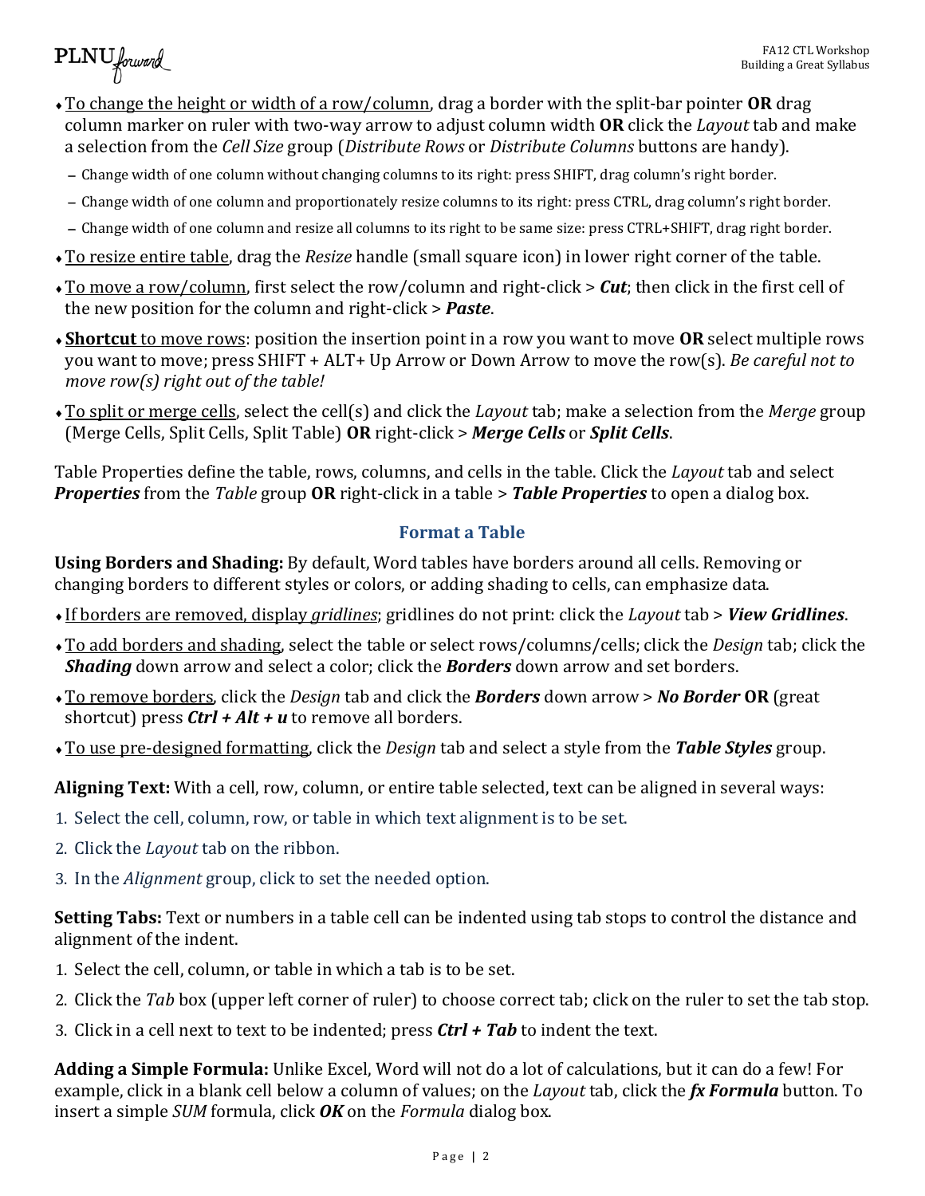- To change the height or width of a row/column, drag a border with the split-bar pointer **OR** drag column marker on ruler with two-way arrow to adjust column width **OR** click the *Layout* tab and make a selection from the *Cell Size* group (*Distribute Rows* or *Distribute Columns* buttons are handy).
  - Change width of one column without changing columns to its right: press SHIFT, drag column's right border.
  - Change width of one column and proportionately resize columns to its right: press CTRL, drag column's right border.
  - Change width of one column and resize all columns to its right to be same size: press CTRL+SHIFT, drag right border.
- To resize entire table, drag the *Resize* handle (small square icon) in lower right corner of the table.
- To move a row/column, first select the row/column and right-click > ***Cut***; then click in the first cell of the new position for the column and right-click > ***Paste***.
- **Shortcut** to move rows: position the insertion point in a row you want to move **OR** select multiple rows you want to move; press SHIFT + ALT+ Up Arrow or Down Arrow to move the row(s). *Be careful not to move row(s) right out of the table!*
- To split or merge cells, select the cell(s) and click the *Layout* tab; make a selection from the *Merge* group (Merge Cells, Split Cells, Split Table) **OR** right-click > ***Merge Cells*** or ***Split Cells***.

Table Properties define the table, rows, columns, and cells in the table. Click the *Layout* tab and select ***Properties*** from the *Table* group **OR** right-click in a table > ***Table Properties*** to open a dialog box.

## Format a Table

**Using Borders and Shading:** By default, Word tables have borders around all cells. Removing or changing borders to different styles or colors, or adding shading to cells, can emphasize data.

- If borders are removed, display *gridlines*; gridlines do not print: click the *Layout* tab > ***View Gridlines***.
- To add borders and shading, select the table or select rows/columns/cells; click the *Design* tab; click the ***Shading*** down arrow and select a color; click the ***Borders*** down arrow and set borders.
- To remove borders, click the *Design* tab and click the ***Borders*** down arrow > ***No Border*** **OR** (great shortcut) press ***Ctrl + Alt + u*** to remove all borders.
- To use pre-designed formatting, click the *Design* tab and select a style from the ***Table Styles*** group.

**Aligning Text:** With a cell, row, column, or entire table selected, text can be aligned in several ways:

1. Select the cell, column, row, or table in which text alignment is to be set.
2. Click the *Layout* tab on the ribbon.
3. In the *Alignment* group, click to set the needed option.

**Setting Tabs:** Text or numbers in a table cell can be indented using tab stops to control the distance and alignment of the indent.

1. Select the cell, column, or table in which a tab is to be set.
2. Click the *Tab* box (upper left corner of ruler) to choose correct tab; click on the ruler to set the tab stop.
3. Click in a cell next to text to be indented; press ***Ctrl + Tab*** to indent the text.

**Adding a Simple Formula:** Unlike Excel, Word will not do a lot of calculations, but it can do a few! For example, click in a blank cell below a column of values; on the *Layout* tab, click the ***fx Formula*** button. To insert a simple *SUM* formula, click ***OK*** on the *Formula* dialog box.